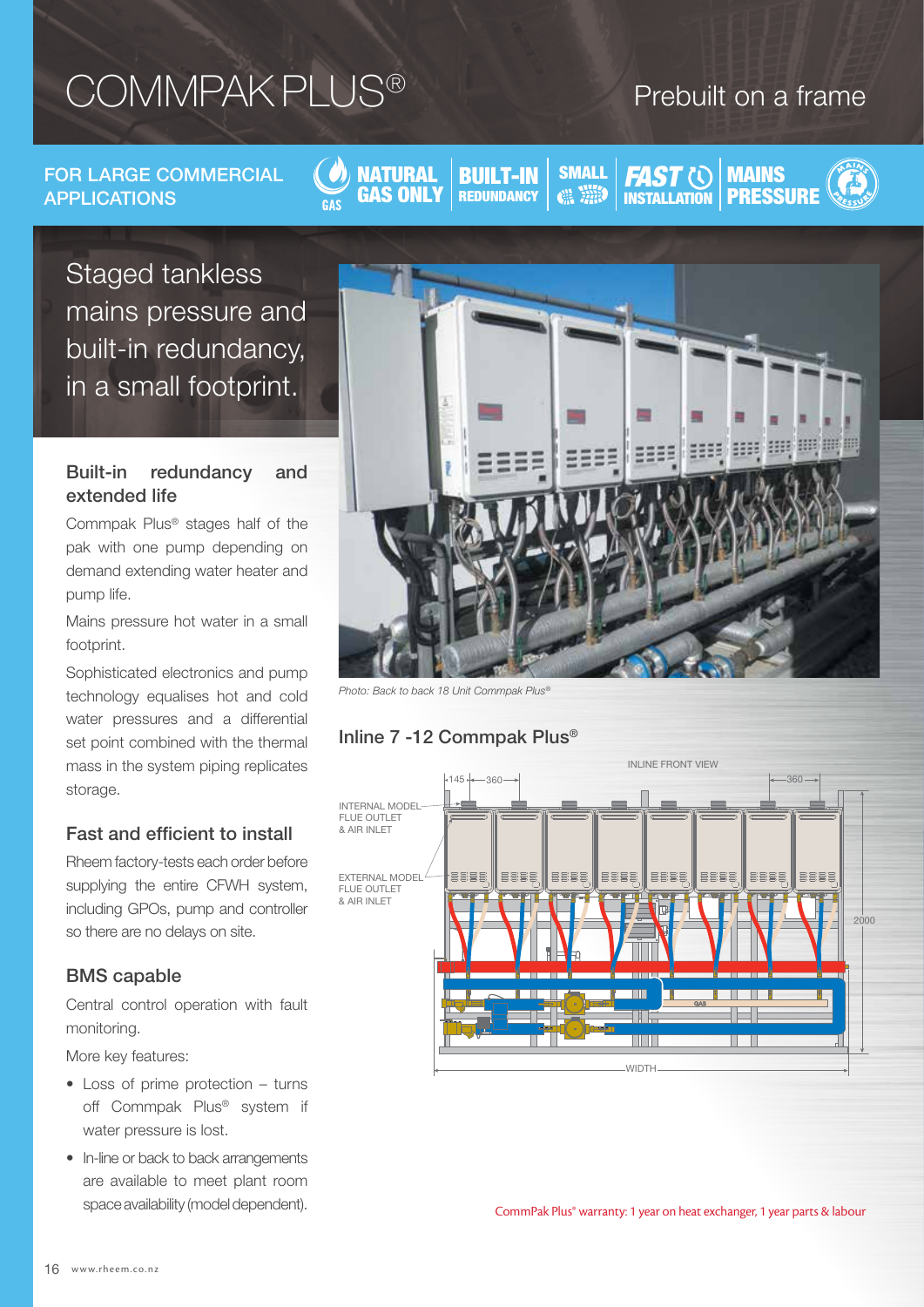# COMMPAK PLUS®

Prebuilt on a frame

FOR LARGE COMMERCIAL APPLICATIONS

NATURAL GAS ONLY | BUILT-IN REDUNDANCY | SMALL | FAST INSTALLATION | MAINS PRESSURE

## Staged tankless mains pressure and built-in redundancy, in a small footprint.

### Built-in redundancy and extended life

Commpak Plus® stages half of the pak with one pump depending on demand extending water heater and pump life.

Mains pressure hot water in a small footprint.

Sophisticated electronics and pump technology equalises hot and cold water pressures and a differential set point combined with the thermal mass in the system piping replicates storage.

### Fast and efficient to install

Rheem factory-tests each order before supplying the entire CFWH system, including GPOs, pump and controller so there are no delays on site.

### BMS capable

Central control operation with fault monitoring.

More key features:

- Loss of prime protection – turns off Commpak Plus® system if water pressure is lost.
- In-line or back to back arrangements are available to meet plant room space availability (model dependent).

*Photo: Back to back 18 Unit Commpak Plus®*

### Inline 7 -12 Commpak Plus®

INLINE FRONT VIEW

145 | 360 | 360

INTERNAL MODEL FLUE OUTLET & AIR INLET

EXTERNAL MODEL FLUE OUTLET & AIR INLET

2000

GAS

WIDTH

CommPak Plus® warranty: 1 year on heat exchanger, 1 year parts & labour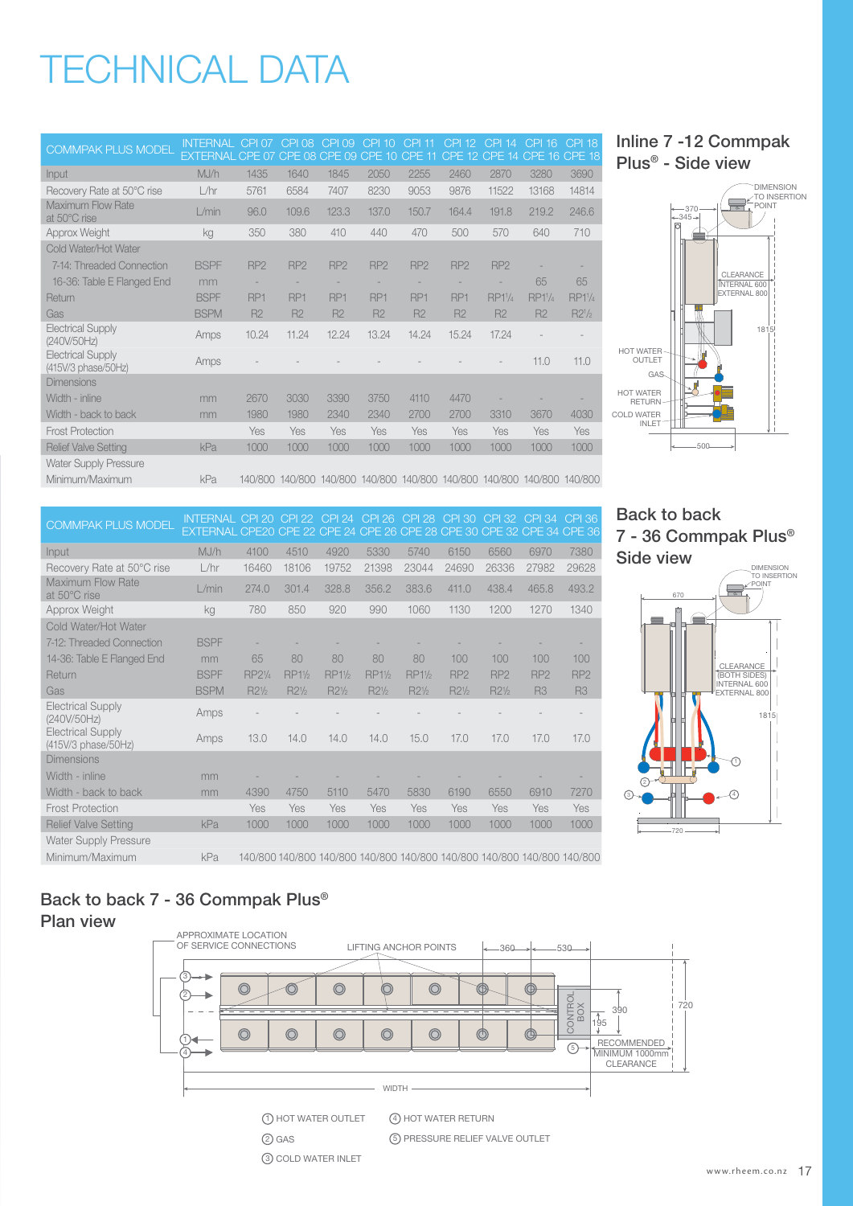# TECHNICAL DATA

| COMMPAK PLUS MODEL | INTERNAL / EXTERNAL | CPI 07 / CPE 07 | CPI 08 / CPE 08 | CPI 09 / CPE 09 | CPI 10 / CPE 10 | CPI 11 / CPE 11 | CPI 12 / CPE 12 | CPI 14 / CPE 14 | CPI 16 / CPE 16 | CPI 18 / CPE 18 |
|---|---|---|---|---|---|---|---|---|---|---|
| Input | MJ/h | 1435 | 1640 | 1845 | 2050 | 2255 | 2460 | 2870 | 3280 | 3690 |
| Recovery Rate at 50°C rise | L/hr | 5761 | 6584 | 7407 | 8230 | 9053 | 9876 | 11522 | 13168 | 14814 |
| Maximum Flow Rate at 50°C rise | L/min | 96.0 | 109.6 | 123.3 | 137.0 | 150.7 | 164.4 | 191.8 | 219.2 | 246.6 |
| Approx Weight | kg | 350 | 380 | 410 | 440 | 470 | 500 | 570 | 640 | 710 |
| Cold Water/Hot Water | | | | | | | | | | |
| 7-14: Threaded Connection | BSPF | RP2 | RP2 | RP2 | RP2 | RP2 | RP2 | RP2 | - | - |
| 16-36: Table E Flanged End | mm | - | - | - | - | - | - | - | 65 | 65 |
| Return | BSPF | RP1 | RP1 | RP1 | RP1 | RP1 | RP1 | RP1¼ | RP1¼ | RP1¼ |
| Gas | BSPM | R2 | R2 | R2 | R2 | R2 | R2 | R2 | R2 | R2½ |
| Electrical Supply (240V/50Hz) | Amps | 10.24 | 11.24 | 12.24 | 13.24 | 14.24 | 15.24 | 17.24 | - | - |
| Electrical Supply (415V/3 phase/50Hz) | Amps | - | - | - | - | - | - | - | 11.0 | 11.0 |
| Dimensions | | | | | | | | | | |
| Width - inline | mm | 2670 | 3030 | 3390 | 3750 | 4110 | 4470 | - | - | - |
| Width - back to back | mm | 1980 | 1980 | 2340 | 2340 | 2700 | 2700 | 3310 | 3670 | 4030 |
| Frost Protection | | Yes | Yes | Yes | Yes | Yes | Yes | Yes | Yes | Yes |
| Relief Valve Setting | kPa | 1000 | 1000 | 1000 | 1000 | 1000 | 1000 | 1000 | 1000 | 1000 |
| Water Supply Pressure Minimum/Maximum | kPa | 140/800 | 140/800 | 140/800 | 140/800 | 140/800 | 140/800 | 140/800 | 140/800 | 140/800 |

## Inline 7 -12 Commpak Plus® - Side view

DIMENSION TO INSERTION POINT
370
345
CLEARANCE INTERNAL 600 EXTERNAL 800
1815
HOT WATER OUTLET
GAS
HOT WATER RETURN
COLD WATER INLET
500

| COMMPAK PLUS MODEL | INTERNAL / EXTERNAL | CPI 20 / CPE20 | CPI 22 / CPE 22 | CPI 24 / CPE 24 | CPI 26 / CPE 26 | CPI 28 / CPE 28 | CPI 30 / CPE 30 | CPI 32 / CPE 32 | CPI 34 / CPE 34 | CPI 36 / CPE 36 |
|---|---|---|---|---|---|---|---|---|---|---|
| Input | MJ/h | 4100 | 4510 | 4920 | 5330 | 5740 | 6150 | 6560 | 6970 | 7380 |
| Recovery Rate at 50°C rise | L/hr | 16460 | 18106 | 19752 | 21398 | 23044 | 24690 | 26336 | 27982 | 29628 |
| Maximum Flow Rate at 50°C rise | L/min | 274.0 | 301.4 | 328.8 | 356.2 | 383.6 | 411.0 | 438.4 | 465.8 | 493.2 |
| Approx Weight | kg | 780 | 850 | 920 | 990 | 1060 | 1130 | 1200 | 1270 | 1340 |
| Cold Water/Hot Water | | | | | | | | | | |
| 7-12: Threaded Connection | BSPF | - | - | - | - | - | - | - | - | - |
| 14-36: Table E Flanged End | mm | 65 | 80 | 80 | 80 | 80 | 100 | 100 | 100 | 100 |
| Return | BSPF | RP2¼ | RP1½ | RP1½ | RP1½ | RP1½ | RP2 | RP2 | RP2 | RP2 |
| Gas | BSPM | R2½ | R2½ | R2½ | R2½ | R2½ | R2½ | R2½ | R3 | R3 |
| Electrical Supply (240V/50Hz) | Amps | - | - | - | - | - | - | - | - | - |
| Electrical Supply (415V/3 phase/50Hz) | Amps | 13.0 | 14.0 | 14.0 | 14.0 | 15.0 | 17.0 | 17.0 | 17.0 | 17.0 |
| Dimensions | | | | | | | | | | |
| Width - inline | mm | - | - | - | - | - | - | - | - | - |
| Width - back to back | mm | 4390 | 4750 | 5110 | 5470 | 5830 | 6190 | 6550 | 6910 | 7270 |
| Frost Protection | | Yes | Yes | Yes | Yes | Yes | Yes | Yes | Yes | Yes |
| Relief Valve Setting | kPa | 1000 | 1000 | 1000 | 1000 | 1000 | 1000 | 1000 | 1000 | 1000 |
| Water Supply Pressure Minimum/Maximum | kPa | 140/800 | 140/800 | 140/800 | 140/800 | 140/800 | 140/800 | 140/800 | 140/800 | 140/800 |

## Back to back 7 - 36 Commpak Plus® Side view

DIMENSION TO INSERTION POINT
670
CLEARANCE (BOTH SIDES) INTERNAL 600 EXTERNAL 800
1815
720

## Back to back 7 - 36 Commpak Plus® Plan view

APPROXIMATE LOCATION OF SERVICE CONNECTIONS
LIFTING ANCHOR POINTS
360
530
CONTROL BOX
390
195
720
RECOMMENDED MINIMUM 1000mm CLEARANCE
WIDTH

① HOT WATER OUTLET
② GAS
③ COLD WATER INLET
④ HOT WATER RETURN
⑤ PRESSURE RELIEF VALVE OUTLET

www.rheem.co.nz